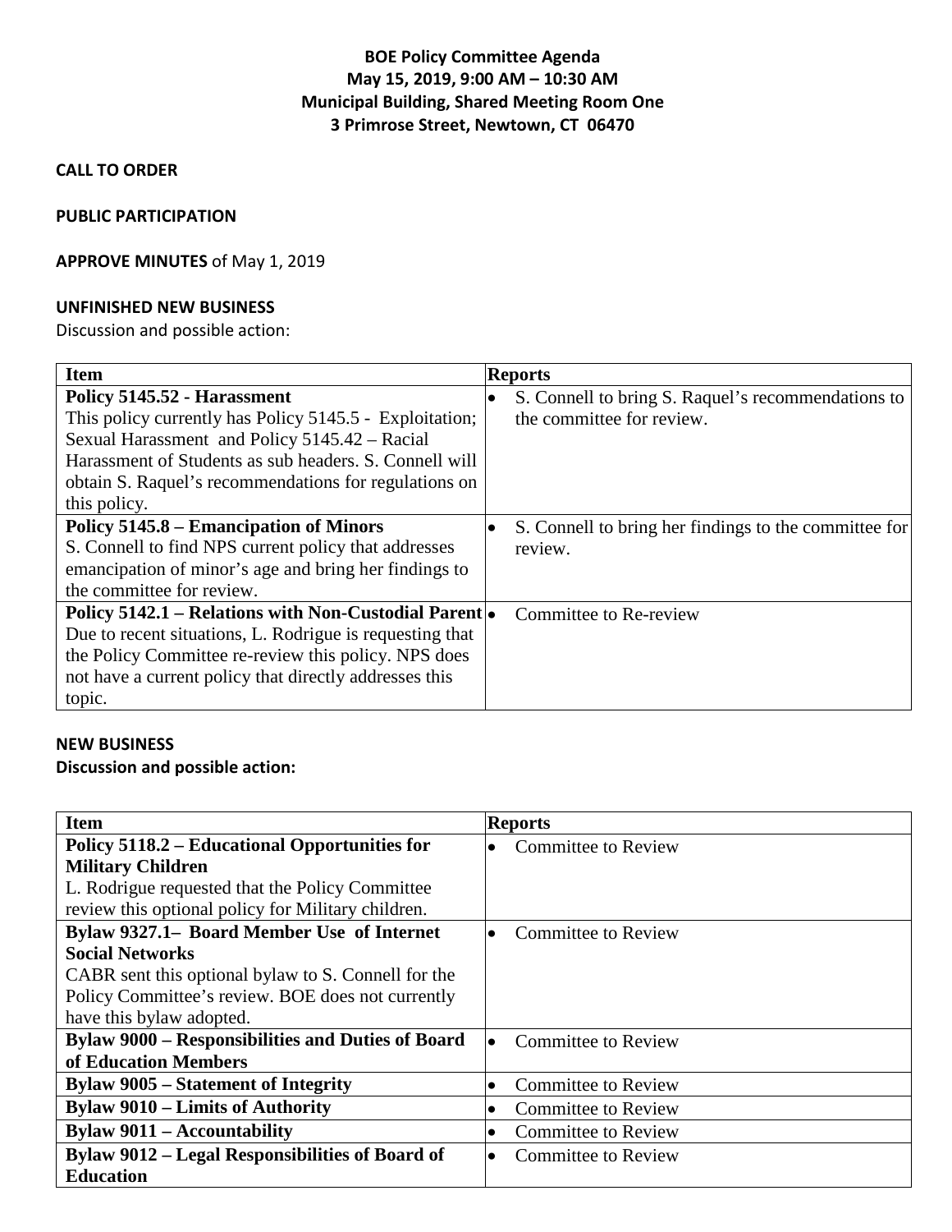# BOE Policy Committee Agenda
## May 15, 2019, 9:00 AM – 10:30 AM
## Municipal Building, Shared Meeting Room One
## 3 Primrose Street, Newtown, CT 06470

**CALL TO ORDER**

**PUBLIC PARTICIPATION**

**APPROVE MINUTES** of May 1, 2019

**UNFINISHED NEW BUSINESS**

Discussion and possible action:

| Item | Reports |
|---|---|
| **Policy 5145.52 - Harassment**<br>This policy currently has Policy 5145.5 - Exploitation; Sexual Harassment and Policy 5145.42 – Racial Harassment of Students as sub headers. S. Connell will obtain S. Raquel's recommendations for regulations on this policy. | • S. Connell to bring S. Raquel's recommendations to the committee for review. |
| **Policy 5145.8 – Emancipation of Minors**<br>S. Connell to find NPS current policy that addresses emancipation of minor's age and bring her findings to the committee for review. | • S. Connell to bring her findings to the committee for review. |
| **Policy 5142.1 – Relations with Non-Custodial Parent**<br>Due to recent situations, L. Rodrigue is requesting that the Policy Committee re-review this policy. NPS does not have a current policy that directly addresses this topic. | • Committee to Re-review |

**NEW BUSINESS**

**Discussion and possible action:**

| Item | Reports |
|---|---|
| **Policy 5118.2 – Educational Opportunities for Military Children**<br>L. Rodrigue requested that the Policy Committee review this optional policy for Military children. | • Committee to Review |
| **Bylaw 9327.1– Board Member Use of Internet Social Networks**<br>CABR sent this optional bylaw to S. Connell for the Policy Committee's review. BOE does not currently have this bylaw adopted. | • Committee to Review |
| **Bylaw 9000 – Responsibilities and Duties of Board of Education Members** | • Committee to Review |
| **Bylaw 9005 – Statement of Integrity** | • Committee to Review |
| **Bylaw 9010 – Limits of Authority** | • Committee to Review |
| **Bylaw 9011 – Accountability** | • Committee to Review |
| **Bylaw 9012 – Legal Responsibilities of Board of Education** | • Committee to Review |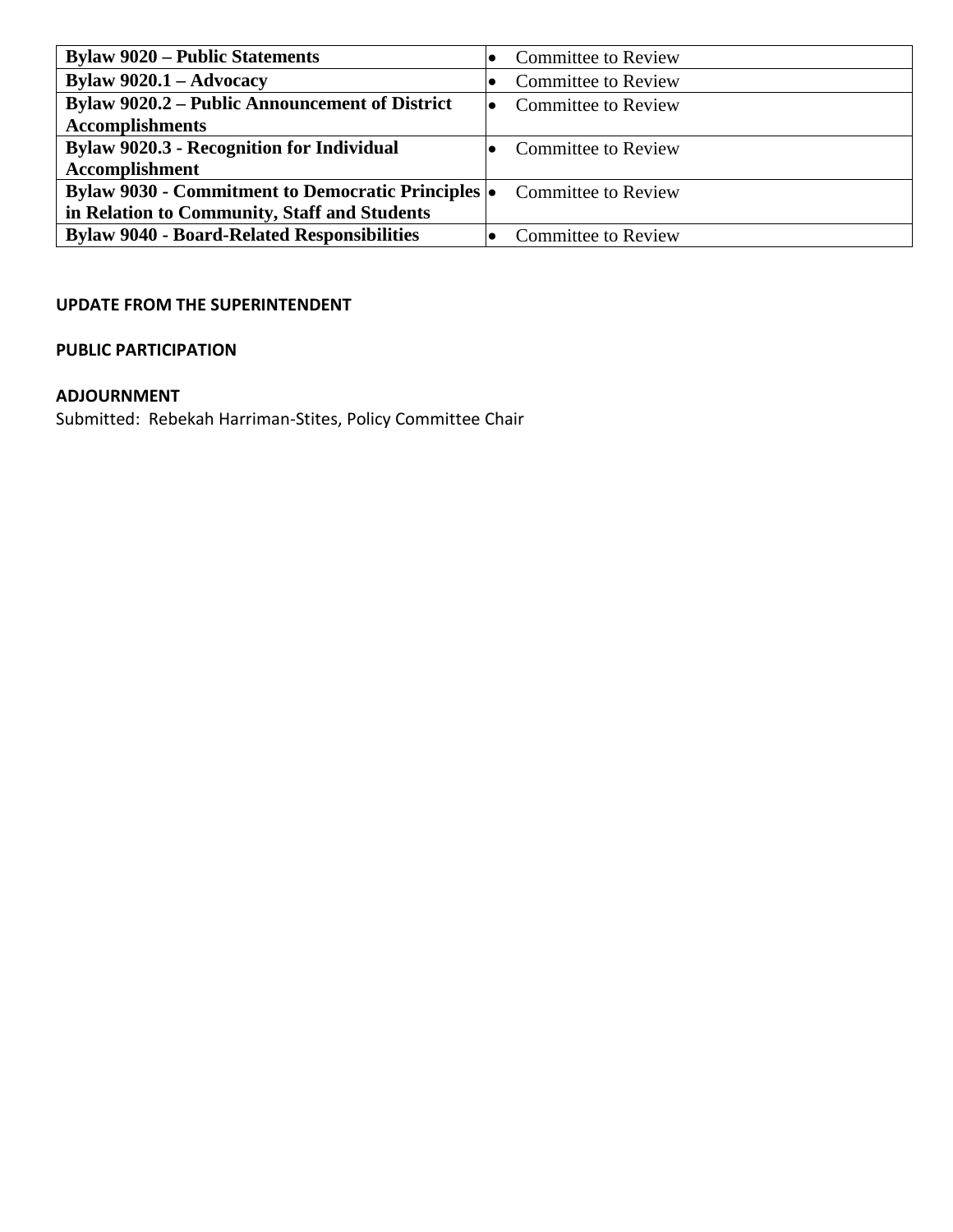| | |
|---|---|
| **Bylaw 9020 – Public Statements** | • Committee to Review |
| **Bylaw 9020.1 – Advocacy** | • Committee to Review |
| **Bylaw 9020.2 – Public Announcement of District Accomplishments** | • Committee to Review |
| **Bylaw 9020.3 - Recognition for Individual Accomplishment** | • Committee to Review |
| **Bylaw 9030 - Commitment to Democratic Principles in Relation to Community, Staff and Students** | • Committee to Review |
| **Bylaw 9040 - Board-Related Responsibilities** | • Committee to Review |

**UPDATE FROM THE SUPERINTENDENT**

**PUBLIC PARTICIPATION**

**ADJOURNMENT**

Submitted: Rebekah Harriman-Stites, Policy Committee Chair